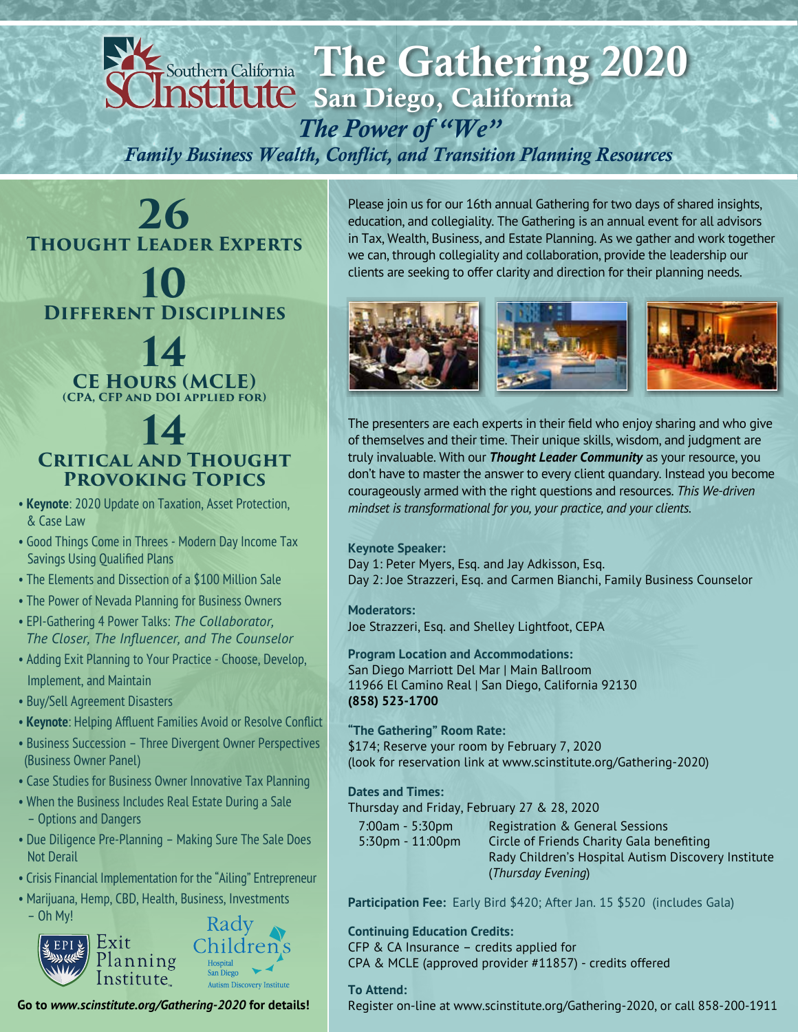# Southern California Institute

# The Gathering 2020

## San Diego, California

*The Power of "We"*

*Family Business Wealth, Conflict, and Transition Planning Resources*

**26**
**Thought Leader Experts**

**10**
**Different Disciplines**

**14**
**CE Hours (MCLE)**
**(CPA, CFP and DOI applied for)**

**14**
**Critical and Thought Provoking Topics**

- **Keynote**: 2020 Update on Taxation, Asset Protection, & Case Law
- Good Things Come in Threes - Modern Day Income Tax Savings Using Qualified Plans
- The Elements and Dissection of a $100 Million Sale
- The Power of Nevada Planning for Business Owners
- EPI-Gathering 4 Power Talks: *The Collaborator, The Closer, The Influencer, and The Counselor*
- Adding Exit Planning to Your Practice - Choose, Develop, Implement, and Maintain
- Buy/Sell Agreement Disasters
- **Keynote**: Helping Affluent Families Avoid or Resolve Conflict
- Business Succession – Three Divergent Owner Perspectives (Business Owner Panel)
- Case Studies for Business Owner Innovative Tax Planning
- When the Business Includes Real Estate During a Sale – Options and Dangers
- Due Diligence Pre-Planning – Making Sure The Sale Does Not Derail
- Crisis Financial Implementation for the "Ailing" Entrepreneur
- Marijuana, Hemp, CBD, Health, Business, Investments – Oh My!

EPI Exit Planning Institute

Rady Children's Hospital San Diego Autism Discovery Institute

**Go to *www.scinstitute.org/Gathering-2020* for details!**

Please join us for our 16th annual Gathering for two days of shared insights, education, and collegiality. The Gathering is an annual event for all advisors in Tax, Wealth, Business, and Estate Planning. As we gather and work together we can, through collegiality and collaboration, provide the leadership our clients are seeking to offer clarity and direction for their planning needs.

The presenters are each experts in their field who enjoy sharing and who give of themselves and their time. Their unique skills, wisdom, and judgment are truly invaluable. With our ***Thought Leader Community*** as your resource, you don't have to master the answer to every client quandary. Instead you become courageously armed with the right questions and resources. *This We-driven mindset is transformational for you, your practice, and your clients.*

**Keynote Speaker:**
Day 1: Peter Myers, Esq. and Jay Adkisson, Esq.
Day 2: Joe Strazzeri, Esq. and Carmen Bianchi, Family Business Counselor

**Moderators:**
Joe Strazzeri, Esq. and Shelley Lightfoot, CEPA

**Program Location and Accommodations:**
San Diego Marriott Del Mar | Main Ballroom
11966 El Camino Real | San Diego, California 92130
**(858) 523-1700**

**"The Gathering" Room Rate:**
$174; Reserve your room by February 7, 2020
(look for reservation link at www.scinstitute.org/Gathering-2020)

**Dates and Times:**
Thursday and Friday, February 27 & 28, 2020

| | |
|---|---|
| 7:00am - 5:30pm | Registration & General Sessions |
| 5:30pm - 11:00pm | Circle of Friends Charity Gala benefiting Rady Children's Hospital Autism Discovery Institute (*Thursday Evening*) |

**Participation Fee:** Early Bird $420; After Jan. 15 $520 (includes Gala)

**Continuing Education Credits:**
CFP & CA Insurance – credits applied for
CPA & MCLE (approved provider #11857) - credits offered

**To Attend:**
Register on-line at www.scinstitute.org/Gathering-2020, or call 858-200-1911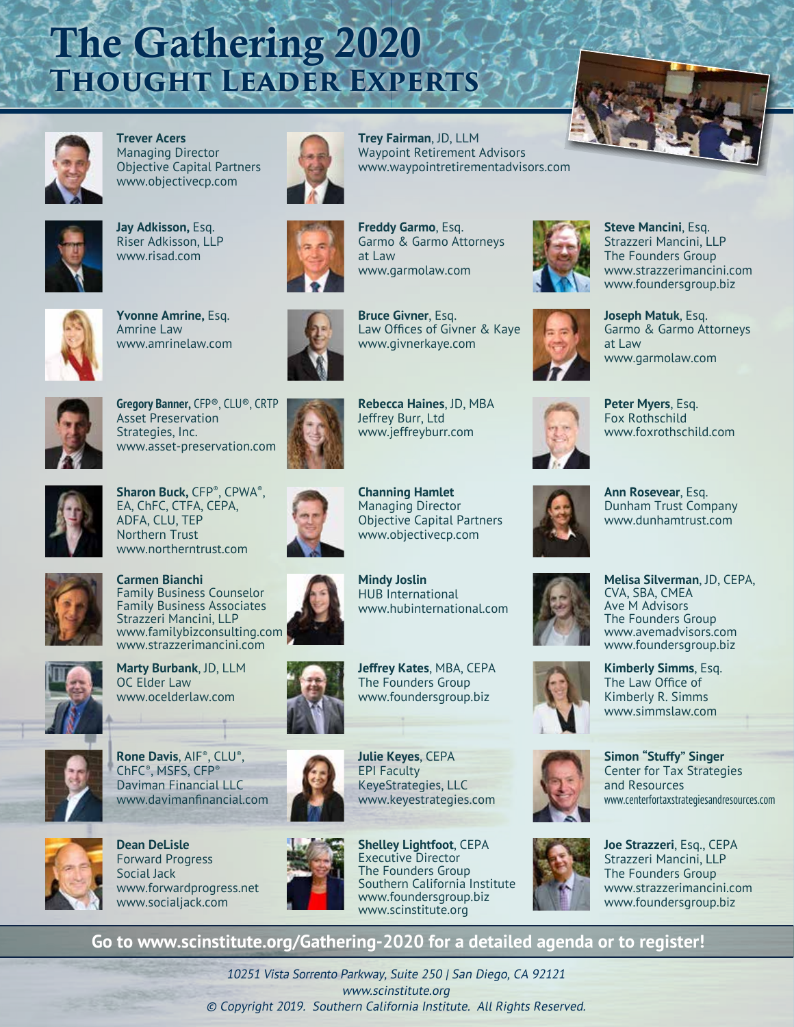# The Gathering 2020
## Thought Leader Experts

**Trever Acers**
Managing Director
Objective Capital Partners
www.objectivecp.com

**Trey Fairman**, JD, LLM
Waypoint Retirement Advisors
www.waypointretirementadvisors.com

**Jay Adkisson,** Esq.
Riser Adkisson, LLP
www.risad.com

**Yvonne Amrine,** Esq.
Amrine Law
www.amrinelaw.com

**Gregory Banner,** CFP®, CLU®, CRTP
Asset Preservation Strategies, Inc.
www.asset-preservation.com

**Sharon Buck,** CFP®, CPWA®, EA, ChFC, CTFA, CEPA, ADFA, CLU, TEP
Northern Trust
www.northerntrust.com

**Carmen Bianchi**
Family Business Counselor
Family Business Associates
Strazzeri Mancini, LLP
www.familybizconsulting.com
www.strazzerimancini.com

**Marty Burbank**, JD, LLM
OC Elder Law
www.ocelderlaw.com

**Rone Davis**, AIF®, CLU®, ChFC®, MSFS, CFP®
Daviman Financial LLC
www.davimanfinancial.com

**Dean DeLisle**
Forward Progress
Social Jack
www.forwardprogress.net
www.socialjack.com

**Freddy Garmo**, Esq.
Garmo & Garmo Attorneys at Law
www.garmolaw.com

**Bruce Givner**, Esq.
Law Offices of Givner & Kaye
www.givnerkaye.com

**Rebecca Haines**, JD, MBA
Jeffrey Burr, Ltd
www.jeffreyburr.com

**Channing Hamlet**
Managing Director
Objective Capital Partners
www.objectivecp.com

**Mindy Joslin**
HUB International
www.hubinternational.com

**Jeffrey Kates**, MBA, CEPA
The Founders Group
www.foundersgroup.biz

**Julie Keyes**, CEPA
EPI Faculty
KeyeStrategies, LLC
www.keyestrategies.com

**Shelley Lightfoot**, CEPA
Executive Director
The Founders Group
Southern California Institute
www.foundersgroup.biz
www.scinstitute.org

**Steve Mancini**, Esq.
Strazzeri Mancini, LLP
The Founders Group
www.strazzerimancini.com
www.foundersgroup.biz

**Joseph Matuk**, Esq.
Garmo & Garmo Attorneys at Law
www.garmolaw.com

**Peter Myers**, Esq.
Fox Rothschild
www.foxrothschild.com

**Ann Rosevear**, Esq.
Dunham Trust Company
www.dunhamtrust.com

**Melisa Silverman**, JD, CEPA, CVA, SBA, CMEA
Ave M Advisors
The Founders Group
www.avemadvisors.com
www.foundersgroup.biz

**Kimberly Simms**, Esq.
The Law Office of Kimberly R. Simms
www.simmslaw.com

**Simon "Stuffy" Singer**
Center for Tax Strategies and Resources
www.centerfortaxstrategiesandresources.com

**Joe Strazzeri**, Esq., CEPA
Strazzeri Mancini, LLP
The Founders Group
www.strazzerimancini.com
www.foundersgroup.biz

**Go to www.scinstitute.org/Gathering-2020 for a detailed agenda or to register!**

*10251 Vista Sorrento Parkway, Suite 250 | San Diego, CA 92121*
*www.scinstitute.org*
*© Copyright 2019. Southern California Institute. All Rights Reserved.*